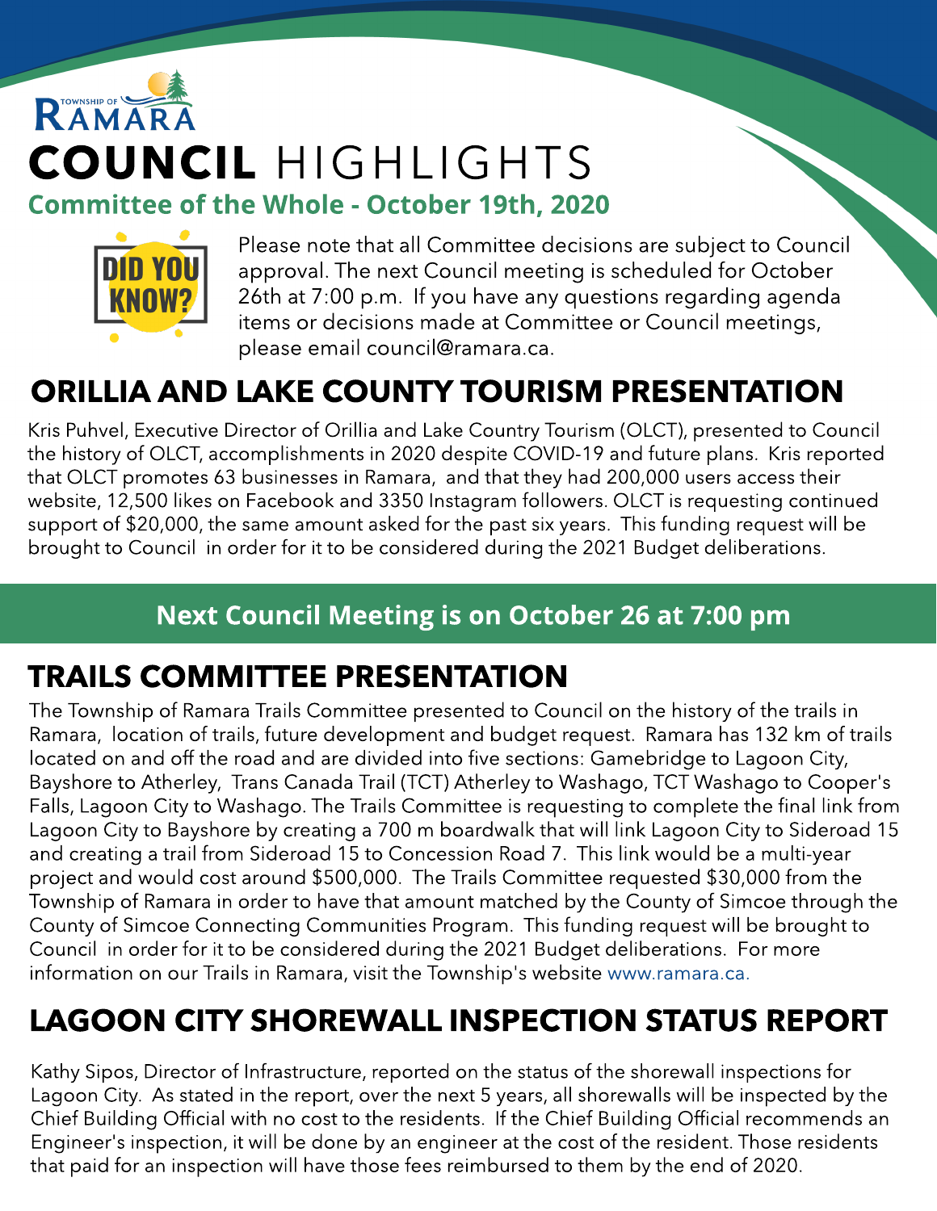TOWNSHIP OF RAMARA

# COUNCIL HIGHLIGHTS

## Committee of the Whole - October 19th, 2020

DID YOU KNOW?

Please note that all Committee decisions are subject to Council approval. The next Council meeting is scheduled for October 26th at 7:00 p.m. If you have any questions regarding agenda items or decisions made at Committee or Council meetings, please email council@ramara.ca.

## ORILLIA AND LAKE COUNTY TOURISM PRESENTATION

Kris Puhvel, Executive Director of Orillia and Lake Country Tourism (OLCT), presented to Council the history of OLCT, accomplishments in 2020 despite COVID-19 and future plans. Kris reported that OLCT promotes 63 businesses in Ramara, and that they had 200,000 users access their website, 12,500 likes on Facebook and 3350 Instagram followers. OLCT is requesting continued support of $20,000, the same amount asked for the past six years. This funding request will be brought to Council in order for it to be considered during the 2021 Budget deliberations.

**Next Council Meeting is on October 26 at 7:00 pm**

## TRAILS COMMITTEE PRESENTATION

The Township of Ramara Trails Committee presented to Council on the history of the trails in Ramara, location of trails, future development and budget request. Ramara has 132 km of trails located on and off the road and are divided into five sections: Gamebridge to Lagoon City, Bayshore to Atherley, Trans Canada Trail (TCT) Atherley to Washago, TCT Washago to Cooper's Falls, Lagoon City to Washago. The Trails Committee is requesting to complete the final link from Lagoon City to Bayshore by creating a 700 m boardwalk that will link Lagoon City to Sideroad 15 and creating a trail from Sideroad 15 to Concession Road 7. This link would be a multi-year project and would cost around $500,000. The Trails Committee requested $30,000 from the Township of Ramara in order to have that amount matched by the County of Simcoe through the County of Simcoe Connecting Communities Program. This funding request will be brought to Council in order for it to be considered during the 2021 Budget deliberations. For more information on our Trails in Ramara, visit the Township's website www.ramara.ca.

## LAGOON CITY SHOREWALL INSPECTION STATUS REPORT

Kathy Sipos, Director of Infrastructure, reported on the status of the shorewall inspections for Lagoon City. As stated in the report, over the next 5 years, all shorewalls will be inspected by the Chief Building Official with no cost to the residents. If the Chief Building Official recommends an Engineer's inspection, it will be done by an engineer at the cost of the resident. Those residents that paid for an inspection will have those fees reimbursed to them by the end of 2020.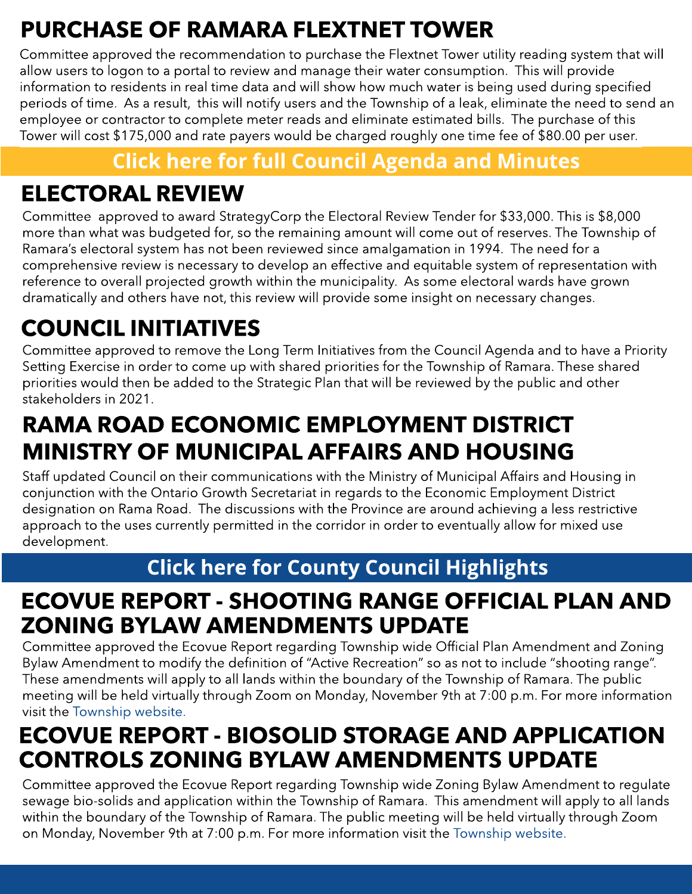## PURCHASE OF RAMARA FLEXTNET TOWER

Committee approved the recommendation to purchase the Flextnet Tower utility reading system that will allow users to logon to a portal to review and manage their water consumption. This will provide information to residents in real time data and will show how much water is being used during specified periods of time. As a result, this will notify users and the Township of a leak, eliminate the need to send an employee or contractor to complete meter reads and eliminate estimated bills. The purchase of this Tower will cost $175,000 and rate payers would be charged roughly one time fee of $80.00 per user.

**Click here for full Council Agenda and Minutes**

## ELECTORAL REVIEW

Committee approved to award StrategyCorp the Electoral Review Tender for $33,000. This is $8,000 more than what was budgeted for, so the remaining amount will come out of reserves. The Township of Ramara's electoral system has not been reviewed since amalgamation in 1994. The need for a comprehensive review is necessary to develop an effective and equitable system of representation with reference to overall projected growth within the municipality. As some electoral wards have grown dramatically and others have not, this review will provide some insight on necessary changes.

## COUNCIL INITIATIVES

Committee approved to remove the Long Term Initiatives from the Council Agenda and to have a Priority Setting Exercise in order to come up with shared priorities for the Township of Ramara. These shared priorities would then be added to the Strategic Plan that will be reviewed by the public and other stakeholders in 2021.

## RAMA ROAD ECONOMIC EMPLOYMENT DISTRICT MINISTRY OF MUNICIPAL AFFAIRS AND HOUSING

Staff updated Council on their communications with the Ministry of Municipal Affairs and Housing in conjunction with the Ontario Growth Secretariat in regards to the Economic Employment District designation on Rama Road. The discussions with the Province are around achieving a less restrictive approach to the uses currently permitted in the corridor in order to eventually allow for mixed use development.

**Click here for County Council Highlights**

## ECOVUE REPORT - SHOOTING RANGE OFFICIAL PLAN AND ZONING BYLAW AMENDMENTS UPDATE

Committee approved the Ecovue Report regarding Township wide Official Plan Amendment and Zoning Bylaw Amendment to modify the definition of "Active Recreation" so as not to include "shooting range". These amendments will apply to all lands within the boundary of the Township of Ramara. The public meeting will be held virtually through Zoom on Monday, November 9th at 7:00 p.m. For more information visit the Township website.

## ECOVUE REPORT - BIOSOLID STORAGE AND APPLICATION CONTROLS ZONING BYLAW AMENDMENTS UPDATE

Committee approved the Ecovue Report regarding Township wide Zoning Bylaw Amendment to regulate sewage bio-solids and application within the Township of Ramara. This amendment will apply to all lands within the boundary of the Township of Ramara. The public meeting will be held virtually through Zoom on Monday, November 9th at 7:00 p.m. For more information visit the Township website.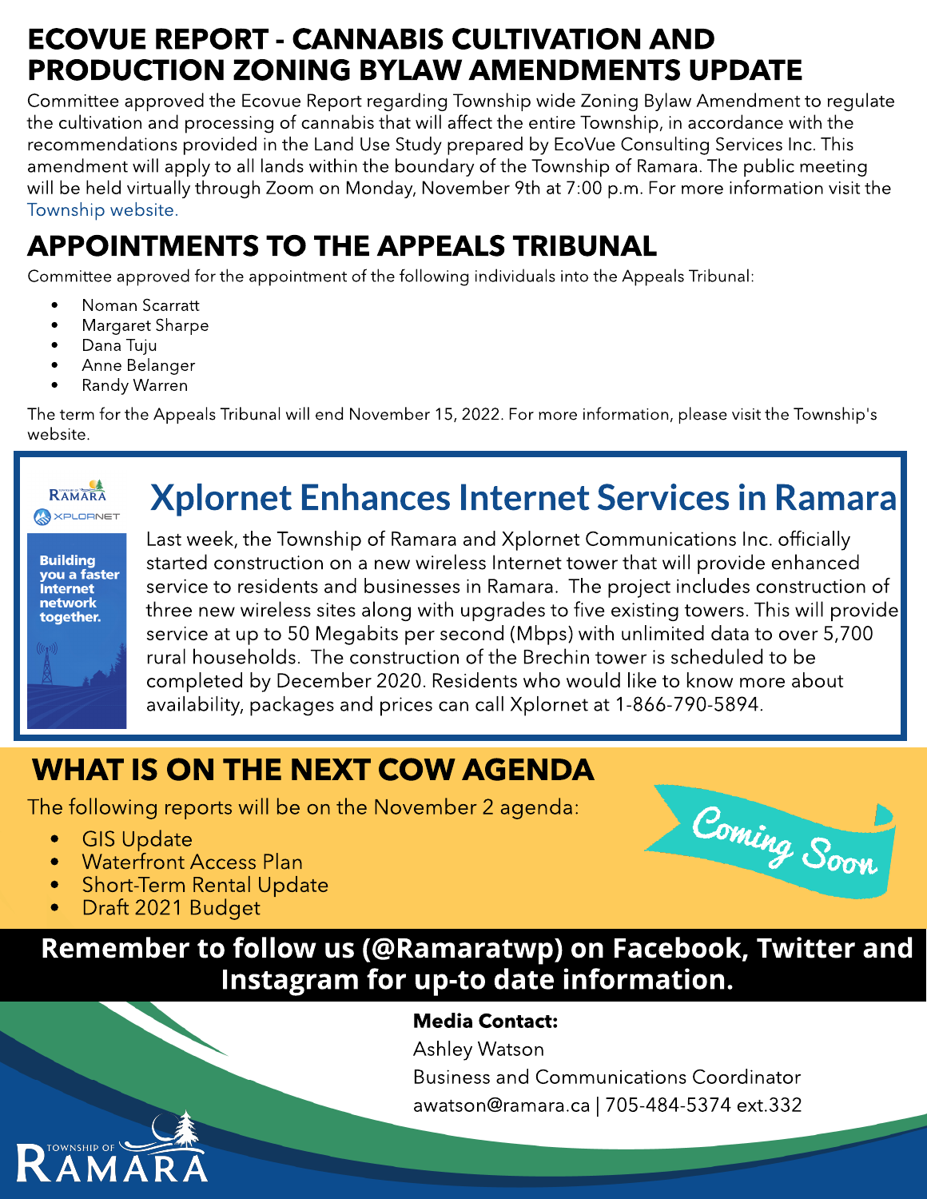## ECOVUE REPORT - CANNABIS CULTIVATION AND PRODUCTION ZONING BYLAW AMENDMENTS UPDATE

Committee approved the Ecovue Report regarding Township wide Zoning Bylaw Amendment to regulate the cultivation and processing of cannabis that will affect the entire Township, in accordance with the recommendations provided in the Land Use Study prepared by EcoVue Consulting Services Inc. This amendment will apply to all lands within the boundary of the Township of Ramara. The public meeting will be held virtually through Zoom on Monday, November 9th at 7:00 p.m. For more information visit the Township website.

## APPOINTMENTS TO THE APPEALS TRIBUNAL

Committee approved for the appointment of the following individuals into the Appeals Tribunal:

- Noman Scarratt
- Margaret Sharpe
- Dana Tuju
- Anne Belanger
- Randy Warren

The term for the Appeals Tribunal will end November 15, 2022. For more information, please visit the Township's website.

## Xplornet Enhances Internet Services in Ramara

Building you a faster Internet network together.

Last week, the Township of Ramara and Xplornet Communications Inc. officially started construction on a new wireless Internet tower that will provide enhanced service to residents and businesses in Ramara. The project includes construction of three new wireless sites along with upgrades to five existing towers. This will provide service at up to 50 Megabits per second (Mbps) with unlimited data to over 5,700 rural households. The construction of the Brechin tower is scheduled to be completed by December 2020. Residents who would like to know more about availability, packages and prices can call Xplornet at 1-866-790-5894.

## WHAT IS ON THE NEXT COW AGENDA

The following reports will be on the November 2 agenda:

- GIS Update
- Waterfront Access Plan
- Short-Term Rental Update
- Draft 2021 Budget

Coming Soon

**Remember to follow us (@Ramaratwp) on Facebook, Twitter and Instagram for up-to date information.**

**Media Contact:**
Ashley Watson
Business and Communications Coordinator
awatson@ramara.ca | 705-484-5374 ext.332